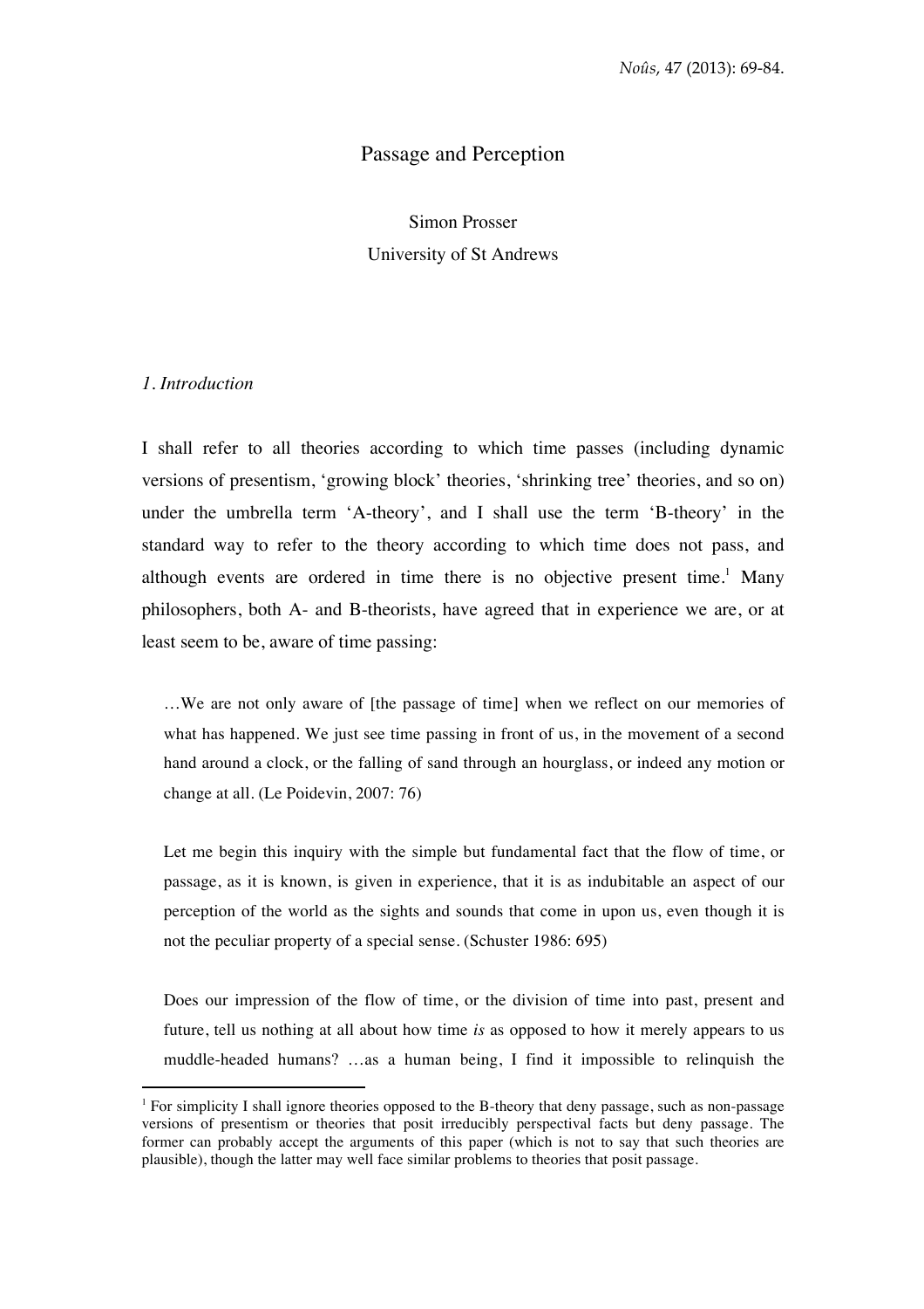*Noûs*, 47 (2013): 69-84.

# Passage and Perception

Simon Prosser

University of St Andrews

## *1. Introduction*

I shall refer to all theories according to which time passes (including dynamic versions of presentism, 'growing block' theories, 'shrinking tree' theories, and so on) under the umbrella term 'A-theory', and I shall use the term 'B-theory' in the standard way to refer to the theory according to which time does not pass, and although events are ordered in time there is no objective present time.[1] Many philosophers, both A- and B-theorists, have agreed that in experience we are, or at least seem to be, aware of time passing:

> …We are not only aware of [the passage of time] when we reflect on our memories of what has happened. We just see time passing in front of us, in the movement of a second hand around a clock, or the falling of sand through an hourglass, or indeed any motion or change at all. (Le Poidevin, 2007: 76)

> Let me begin this inquiry with the simple but fundamental fact that the flow of time, or passage, as it is known, is given in experience, that it is as indubitable an aspect of our perception of the world as the sights and sounds that come in upon us, even though it is not the peculiar property of a special sense. (Schuster 1986: 695)

> Does our impression of the flow of time, or the division of time into past, present and future, tell us nothing at all about how time *is* as opposed to how it merely appears to us muddle-headed humans? …as a human being, I find it impossible to relinquish the

[1] For simplicity I shall ignore theories opposed to the B-theory that deny passage, such as non-passage versions of presentism or theories that posit irreducibly perspectival facts but deny passage. The former can probably accept the arguments of this paper (which is not to say that such theories are plausible), though the latter may well face similar problems to theories that posit passage.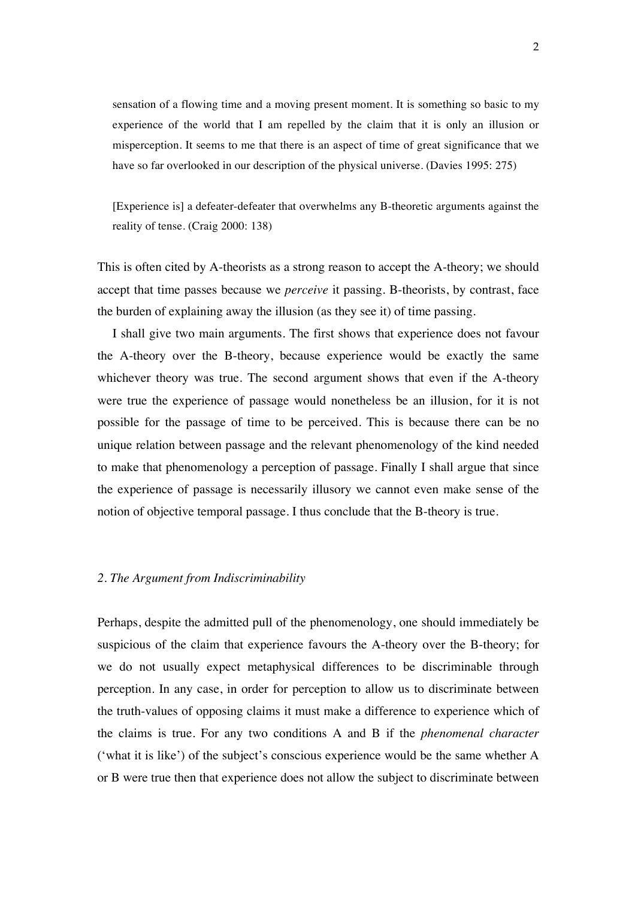> sensation of a flowing time and a moving present moment. It is something so basic to my experience of the world that I am repelled by the claim that it is only an illusion or misperception. It seems to me that there is an aspect of time of great significance that we have so far overlooked in our description of the physical universe. (Davies 1995: 275)

> [Experience is] a defeater-defeater that overwhelms any B-theoretic arguments against the reality of tense. (Craig 2000: 138)

This is often cited by A-theorists as a strong reason to accept the A-theory; we should accept that time passes because we *perceive* it passing. B-theorists, by contrast, face the burden of explaining away the illusion (as they see it) of time passing.

I shall give two main arguments. The first shows that experience does not favour the A-theory over the B-theory, because experience would be exactly the same whichever theory was true. The second argument shows that even if the A-theory were true the experience of passage would nonetheless be an illusion, for it is not possible for the passage of time to be perceived. This is because there can be no unique relation between passage and the relevant phenomenology of the kind needed to make that phenomenology a perception of passage. Finally I shall argue that since the experience of passage is necessarily illusory we cannot even make sense of the notion of objective temporal passage. I thus conclude that the B-theory is true.

## *2. The Argument from Indiscriminability*

Perhaps, despite the admitted pull of the phenomenology, one should immediately be suspicious of the claim that experience favours the A-theory over the B-theory; for we do not usually expect metaphysical differences to be discriminable through perception. In any case, in order for perception to allow us to discriminate between the truth-values of opposing claims it must make a difference to experience which of the claims is true. For any two conditions A and B if the *phenomenal character* ('what it is like') of the subject's conscious experience would be the same whether A or B were true then that experience does not allow the subject to discriminate between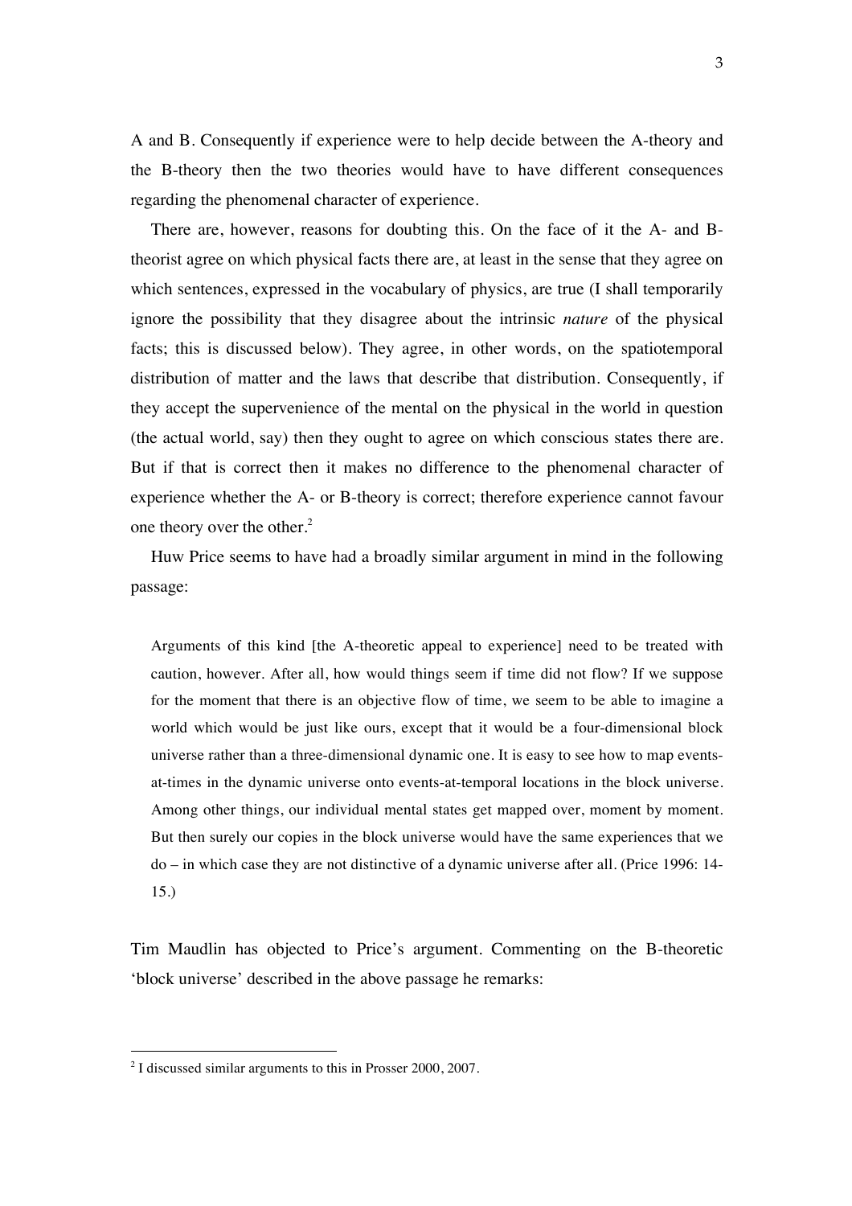A and B. Consequently if experience were to help decide between the A-theory and the B-theory then the two theories would have to have different consequences regarding the phenomenal character of experience.

There are, however, reasons for doubting this. On the face of it the A- and B-theorist agree on which physical facts there are, at least in the sense that they agree on which sentences, expressed in the vocabulary of physics, are true (I shall temporarily ignore the possibility that they disagree about the intrinsic *nature* of the physical facts; this is discussed below). They agree, in other words, on the spatiotemporal distribution of matter and the laws that describe that distribution. Consequently, if they accept the supervenience of the mental on the physical in the world in question (the actual world, say) then they ought to agree on which conscious states there are. But if that is correct then it makes no difference to the phenomenal character of experience whether the A- or B-theory is correct; therefore experience cannot favour one theory over the other.[2]

Huw Price seems to have had a broadly similar argument in mind in the following passage:

> Arguments of this kind [the A-theoretic appeal to experience] need to be treated with caution, however. After all, how would things seem if time did not flow? If we suppose for the moment that there is an objective flow of time, we seem to be able to imagine a world which would be just like ours, except that it would be a four-dimensional block universe rather than a three-dimensional dynamic one. It is easy to see how to map events-at-times in the dynamic universe onto events-at-temporal locations in the block universe. Among other things, our individual mental states get mapped over, moment by moment. But then surely our copies in the block universe would have the same experiences that we do – in which case they are not distinctive of a dynamic universe after all. (Price 1996: 14-15.)

Tim Maudlin has objected to Price's argument. Commenting on the B-theoretic 'block universe' described in the above passage he remarks:

[2] I discussed similar arguments to this in Prosser 2000, 2007.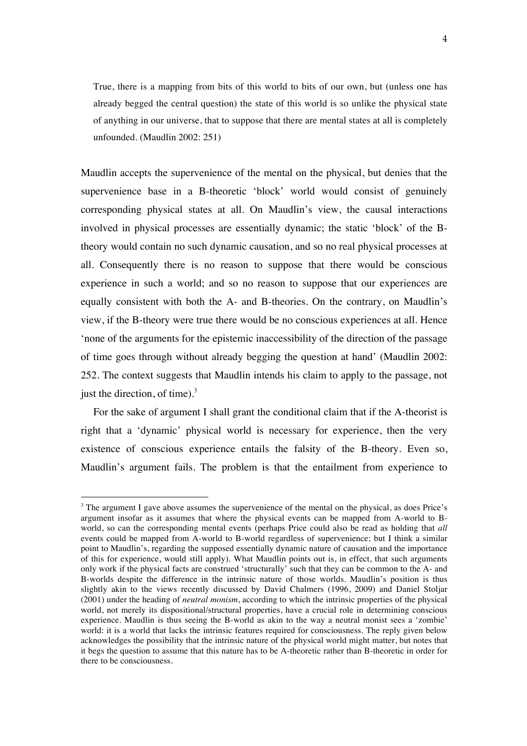> True, there is a mapping from bits of this world to bits of our own, but (unless one has already begged the central question) the state of this world is so unlike the physical state of anything in our universe, that to suppose that there are mental states at all is completely unfounded. (Maudlin 2002: 251)

Maudlin accepts the supervenience of the mental on the physical, but denies that the supervenience base in a B-theoretic 'block' world would consist of genuinely corresponding physical states at all. On Maudlin's view, the causal interactions involved in physical processes are essentially dynamic; the static 'block' of the B-theory would contain no such dynamic causation, and so no real physical processes at all. Consequently there is no reason to suppose that there would be conscious experience in such a world; and so no reason to suppose that our experiences are equally consistent with both the A- and B-theories. On the contrary, on Maudlin's view, if the B-theory were true there would be no conscious experiences at all. Hence 'none of the arguments for the epistemic inaccessibility of the direction of the passage of time goes through without already begging the question at hand' (Maudlin 2002: 252. The context suggests that Maudlin intends his claim to apply to the passage, not just the direction, of time).[3]

For the sake of argument I shall grant the conditional claim that if the A-theorist is right that a 'dynamic' physical world is necessary for experience, then the very existence of conscious experience entails the falsity of the B-theory. Even so, Maudlin's argument fails. The problem is that the entailment from experience to

[3] The argument I gave above assumes the supervenience of the mental on the physical, as does Price's argument insofar as it assumes that where the physical events can be mapped from A-world to B-world, so can the corresponding mental events (perhaps Price could also be read as holding that *all* events could be mapped from A-world to B-world regardless of supervenience; but I think a similar point to Maudlin's, regarding the supposed essentially dynamic nature of causation and the importance of this for experience, would still apply). What Maudlin points out is, in effect, that such arguments only work if the physical facts are construed 'structurally' such that they can be common to the A- and B-worlds despite the difference in the intrinsic nature of those worlds. Maudlin's position is thus slightly akin to the views recently discussed by David Chalmers (1996, 2009) and Daniel Stoljar (2001) under the heading of *neutral monism*, according to which the intrinsic properties of the physical world, not merely its dispositional/structural properties, have a crucial role in determining conscious experience. Maudlin is thus seeing the B-world as akin to the way a neutral monist sees a 'zombie' world: it is a world that lacks the intrinsic features required for consciousness. The reply given below acknowledges the possibility that the intrinsic nature of the physical world might matter, but notes that it begs the question to assume that this nature has to be A-theoretic rather than B-theoretic in order for there to be consciousness.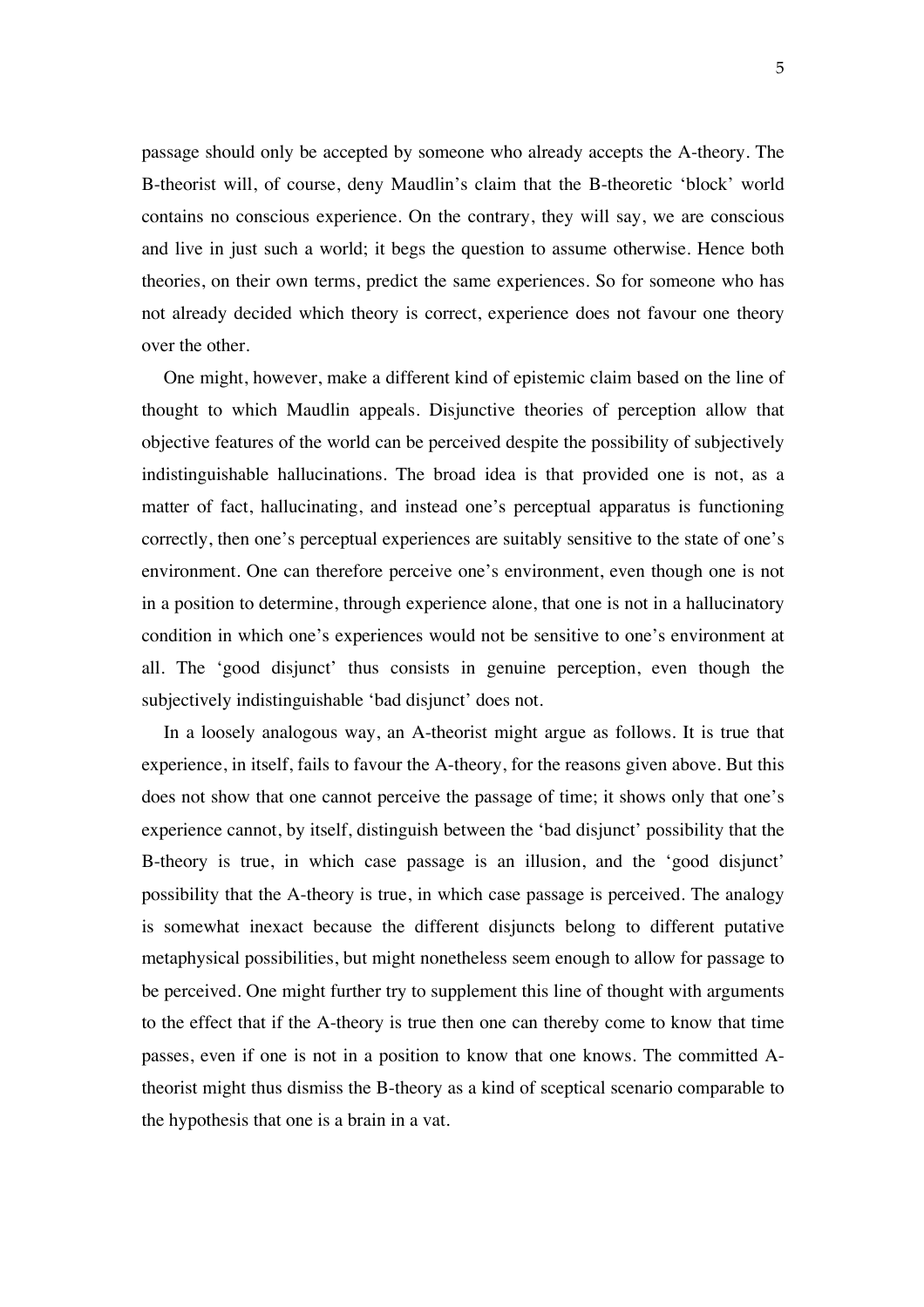passage should only be accepted by someone who already accepts the A-theory. The B-theorist will, of course, deny Maudlin's claim that the B-theoretic 'block' world contains no conscious experience. On the contrary, they will say, we are conscious and live in just such a world; it begs the question to assume otherwise. Hence both theories, on their own terms, predict the same experiences. So for someone who has not already decided which theory is correct, experience does not favour one theory over the other.

One might, however, make a different kind of epistemic claim based on the line of thought to which Maudlin appeals. Disjunctive theories of perception allow that objective features of the world can be perceived despite the possibility of subjectively indistinguishable hallucinations. The broad idea is that provided one is not, as a matter of fact, hallucinating, and instead one's perceptual apparatus is functioning correctly, then one's perceptual experiences are suitably sensitive to the state of one's environment. One can therefore perceive one's environment, even though one is not in a position to determine, through experience alone, that one is not in a hallucinatory condition in which one's experiences would not be sensitive to one's environment at all. The 'good disjunct' thus consists in genuine perception, even though the subjectively indistinguishable 'bad disjunct' does not.

In a loosely analogous way, an A-theorist might argue as follows. It is true that experience, in itself, fails to favour the A-theory, for the reasons given above. But this does not show that one cannot perceive the passage of time; it shows only that one's experience cannot, by itself, distinguish between the 'bad disjunct' possibility that the B-theory is true, in which case passage is an illusion, and the 'good disjunct' possibility that the A-theory is true, in which case passage is perceived. The analogy is somewhat inexact because the different disjuncts belong to different putative metaphysical possibilities, but might nonetheless seem enough to allow for passage to be perceived. One might further try to supplement this line of thought with arguments to the effect that if the A-theory is true then one can thereby come to know that time passes, even if one is not in a position to know that one knows. The committed A-theorist might thus dismiss the B-theory as a kind of sceptical scenario comparable to the hypothesis that one is a brain in a vat.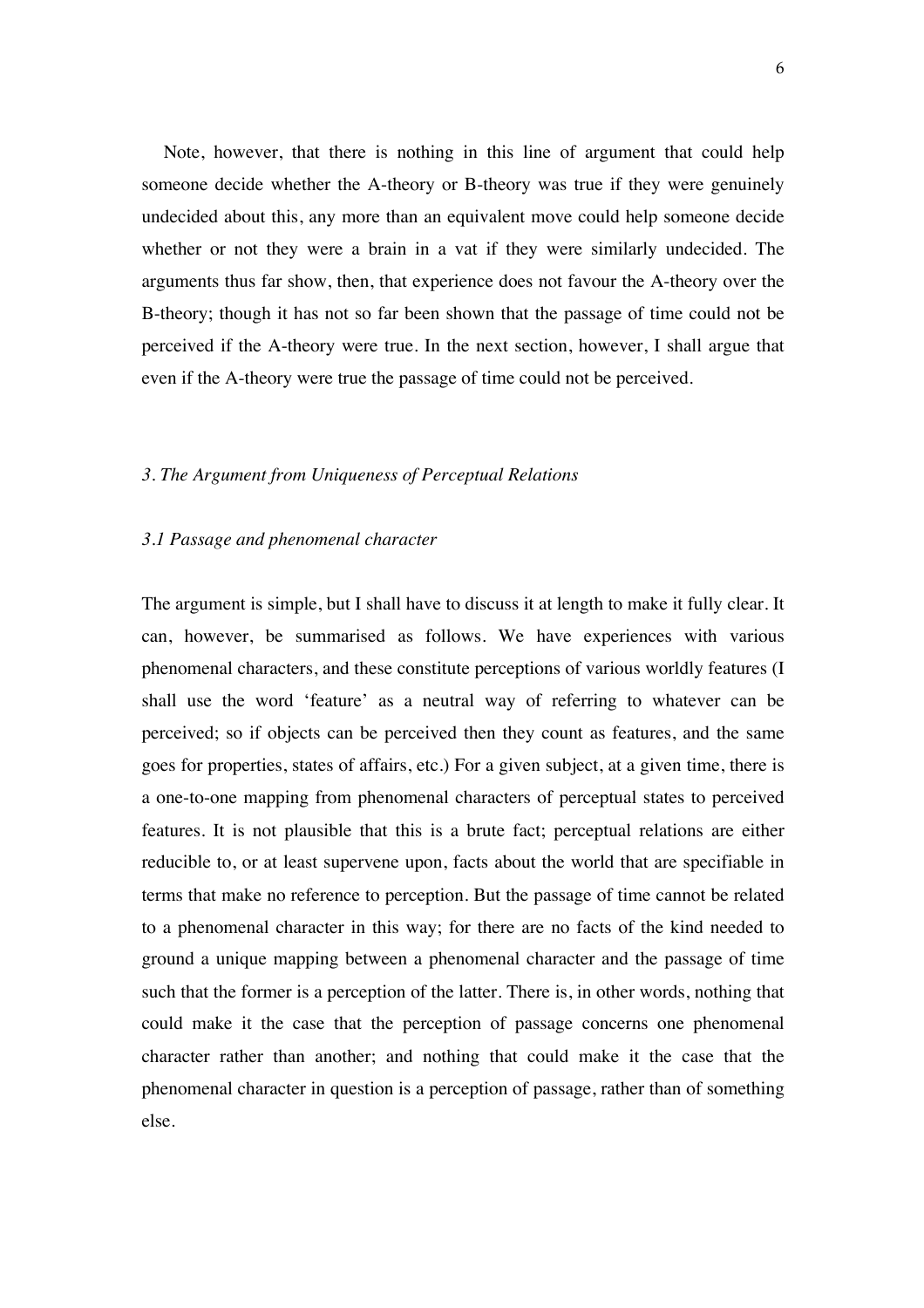Note, however, that there is nothing in this line of argument that could help someone decide whether the A-theory or B-theory was true if they were genuinely undecided about this, any more than an equivalent move could help someone decide whether or not they were a brain in a vat if they were similarly undecided. The arguments thus far show, then, that experience does not favour the A-theory over the B-theory; though it has not so far been shown that the passage of time could not be perceived if the A-theory were true. In the next section, however, I shall argue that even if the A-theory were true the passage of time could not be perceived.

## *3. The Argument from Uniqueness of Perceptual Relations*

### *3.1 Passage and phenomenal character*

The argument is simple, but I shall have to discuss it at length to make it fully clear. It can, however, be summarised as follows. We have experiences with various phenomenal characters, and these constitute perceptions of various worldly features (I shall use the word 'feature' as a neutral way of referring to whatever can be perceived; so if objects can be perceived then they count as features, and the same goes for properties, states of affairs, etc.) For a given subject, at a given time, there is a one-to-one mapping from phenomenal characters of perceptual states to perceived features. It is not plausible that this is a brute fact; perceptual relations are either reducible to, or at least supervene upon, facts about the world that are specifiable in terms that make no reference to perception. But the passage of time cannot be related to a phenomenal character in this way; for there are no facts of the kind needed to ground a unique mapping between a phenomenal character and the passage of time such that the former is a perception of the latter. There is, in other words, nothing that could make it the case that the perception of passage concerns one phenomenal character rather than another; and nothing that could make it the case that the phenomenal character in question is a perception of passage, rather than of something else.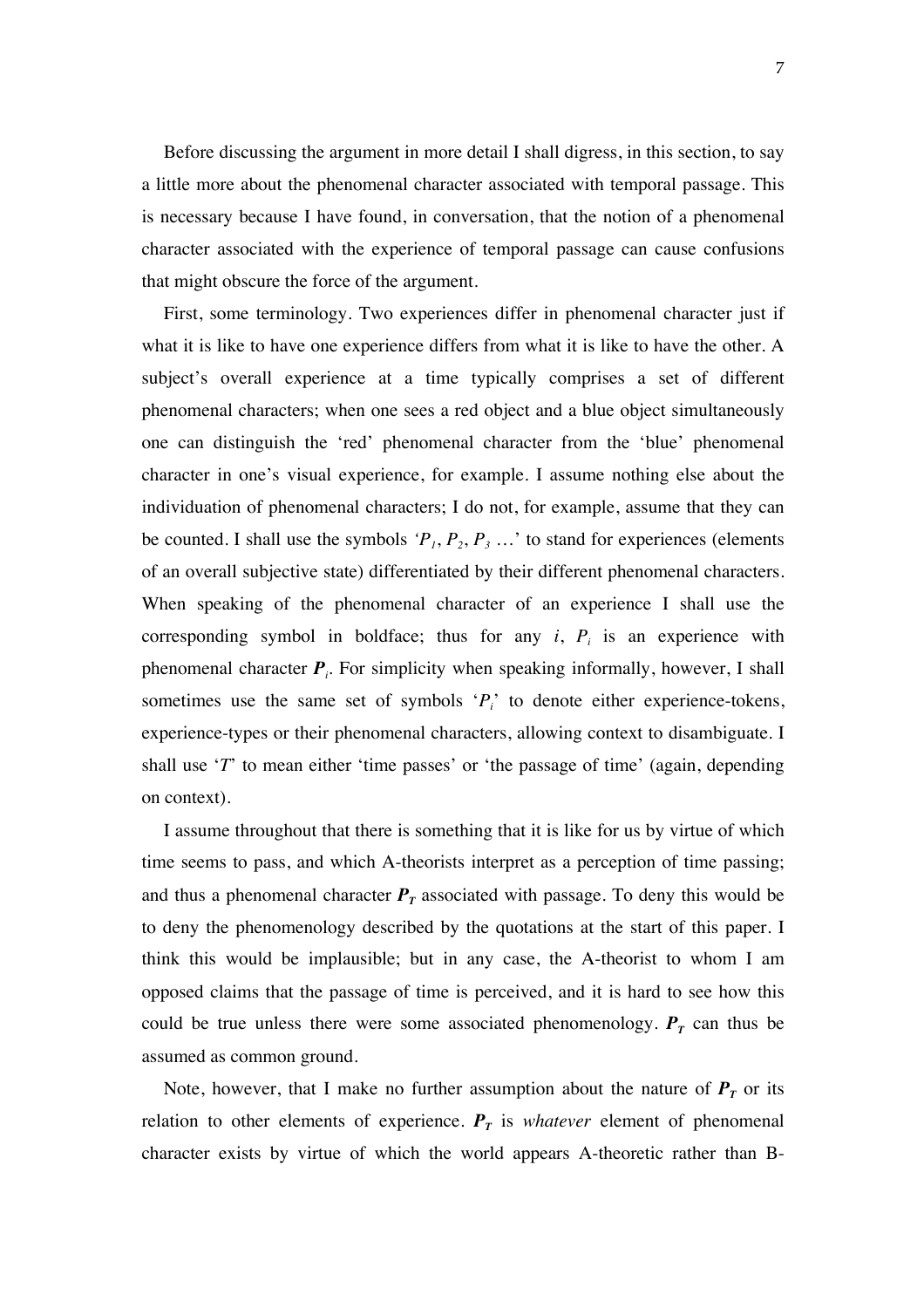Before discussing the argument in more detail I shall digress, in this section, to say a little more about the phenomenal character associated with temporal passage. This is necessary because I have found, in conversation, that the notion of a phenomenal character associated with the experience of temporal passage can cause confusions that might obscure the force of the argument.

First, some terminology. Two experiences differ in phenomenal character just if what it is like to have one experience differs from what it is like to have the other. A subject's overall experience at a time typically comprises a set of different phenomenal characters; when one sees a red object and a blue object simultaneously one can distinguish the 'red' phenomenal character from the 'blue' phenomenal character in one's visual experience, for example. I assume nothing else about the individuation of phenomenal characters; I do not, for example, assume that they can be counted. I shall use the symbols '$P_1$, $P_2$, $P_3$ …' to stand for experiences (elements of an overall subjective state) differentiated by their different phenomenal characters. When speaking of the phenomenal character of an experience I shall use the corresponding symbol in boldface; thus for any $i$, $P_i$ is an experience with phenomenal character $\boldsymbol{P_i}$. For simplicity when speaking informally, however, I shall sometimes use the same set of symbols '$P_i$' to denote either experience-tokens, experience-types or their phenomenal characters, allowing context to disambiguate. I shall use '$T$' to mean either 'time passes' or 'the passage of time' (again, depending on context).

I assume throughout that there is something that it is like for us by virtue of which time seems to pass, and which A-theorists interpret as a perception of time passing; and thus a phenomenal character $\boldsymbol{P_T}$ associated with passage. To deny this would be to deny the phenomenology described by the quotations at the start of this paper. I think this would be implausible; but in any case, the A-theorist to whom I am opposed claims that the passage of time is perceived, and it is hard to see how this could be true unless there were some associated phenomenology. $\boldsymbol{P_T}$ can thus be assumed as common ground.

Note, however, that I make no further assumption about the nature of $\boldsymbol{P_T}$ or its relation to other elements of experience. $\boldsymbol{P_T}$ is *whatever* element of phenomenal character exists by virtue of which the world appears A-theoretic rather than B-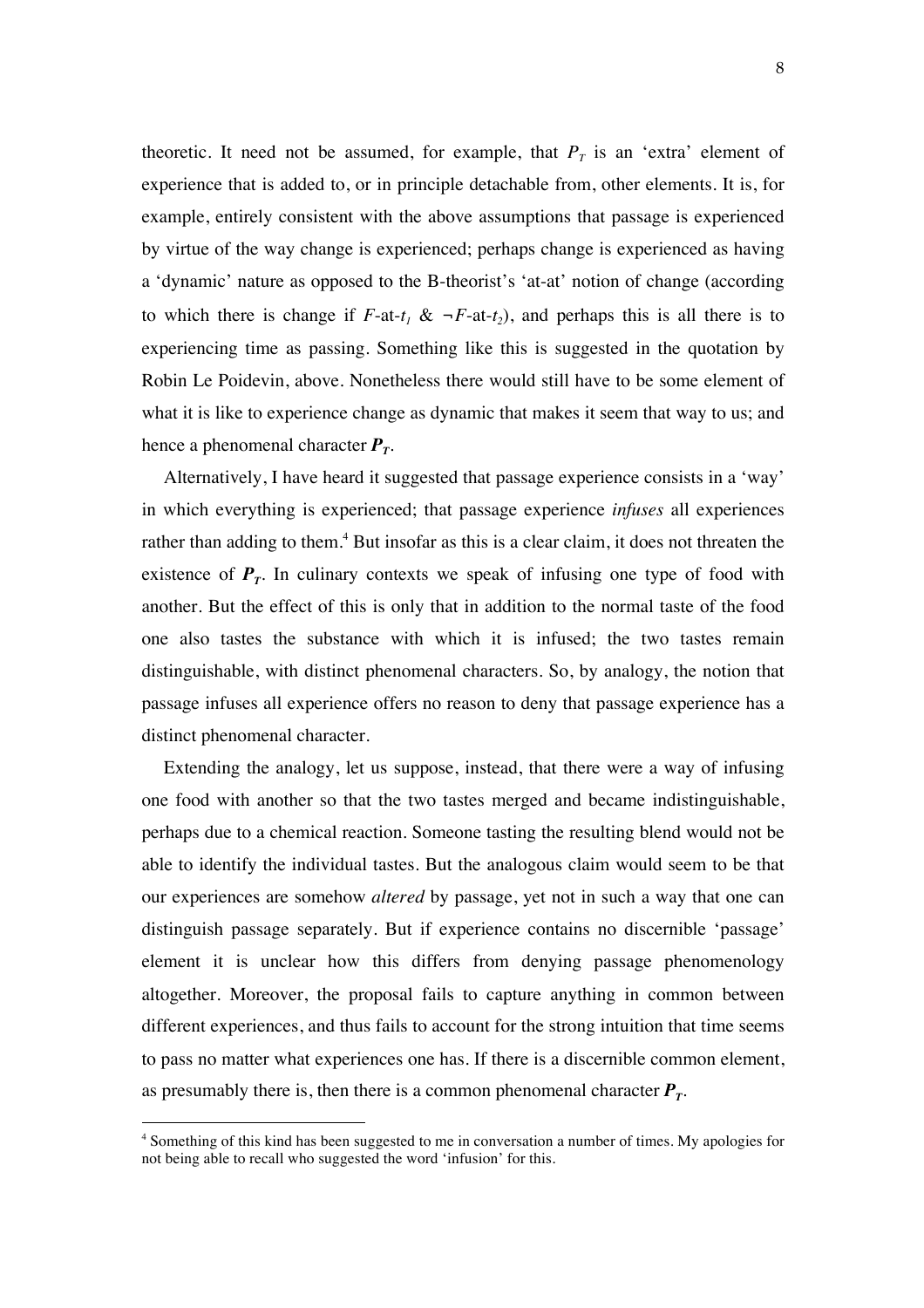theoretic. It need not be assumed, for example, that $P_T$ is an 'extra' element of experience that is added to, or in principle detachable from, other elements. It is, for example, entirely consistent with the above assumptions that passage is experienced by virtue of the way change is experienced; perhaps change is experienced as having a 'dynamic' nature as opposed to the B-theorist's 'at-at' notion of change (according to which there is change if $F$-at-$t_1$ & $\neg F$-at-$t_2$), and perhaps this is all there is to experiencing time as passing. Something like this is suggested in the quotation by Robin Le Poidevin, above. Nonetheless there would still have to be some element of what it is like to experience change as dynamic that makes it seem that way to us; and hence a phenomenal character $\boldsymbol{P_T}$.

Alternatively, I have heard it suggested that passage experience consists in a 'way' in which everything is experienced; that passage experience *infuses* all experiences rather than adding to them.[4] But insofar as this is a clear claim, it does not threaten the existence of $\boldsymbol{P_T}$. In culinary contexts we speak of infusing one type of food with another. But the effect of this is only that in addition to the normal taste of the food one also tastes the substance with which it is infused; the two tastes remain distinguishable, with distinct phenomenal characters. So, by analogy, the notion that passage infuses all experience offers no reason to deny that passage experience has a distinct phenomenal character.

Extending the analogy, let us suppose, instead, that there were a way of infusing one food with another so that the two tastes merged and became indistinguishable, perhaps due to a chemical reaction. Someone tasting the resulting blend would not be able to identify the individual tastes. But the analogous claim would seem to be that our experiences are somehow *altered* by passage, yet not in such a way that one can distinguish passage separately. But if experience contains no discernible 'passage' element it is unclear how this differs from denying passage phenomenology altogether. Moreover, the proposal fails to capture anything in common between different experiences, and thus fails to account for the strong intuition that time seems to pass no matter what experiences one has. If there is a discernible common element, as presumably there is, then there is a common phenomenal character $\boldsymbol{P_T}$.

[4] Something of this kind has been suggested to me in conversation a number of times. My apologies for not being able to recall who suggested the word 'infusion' for this.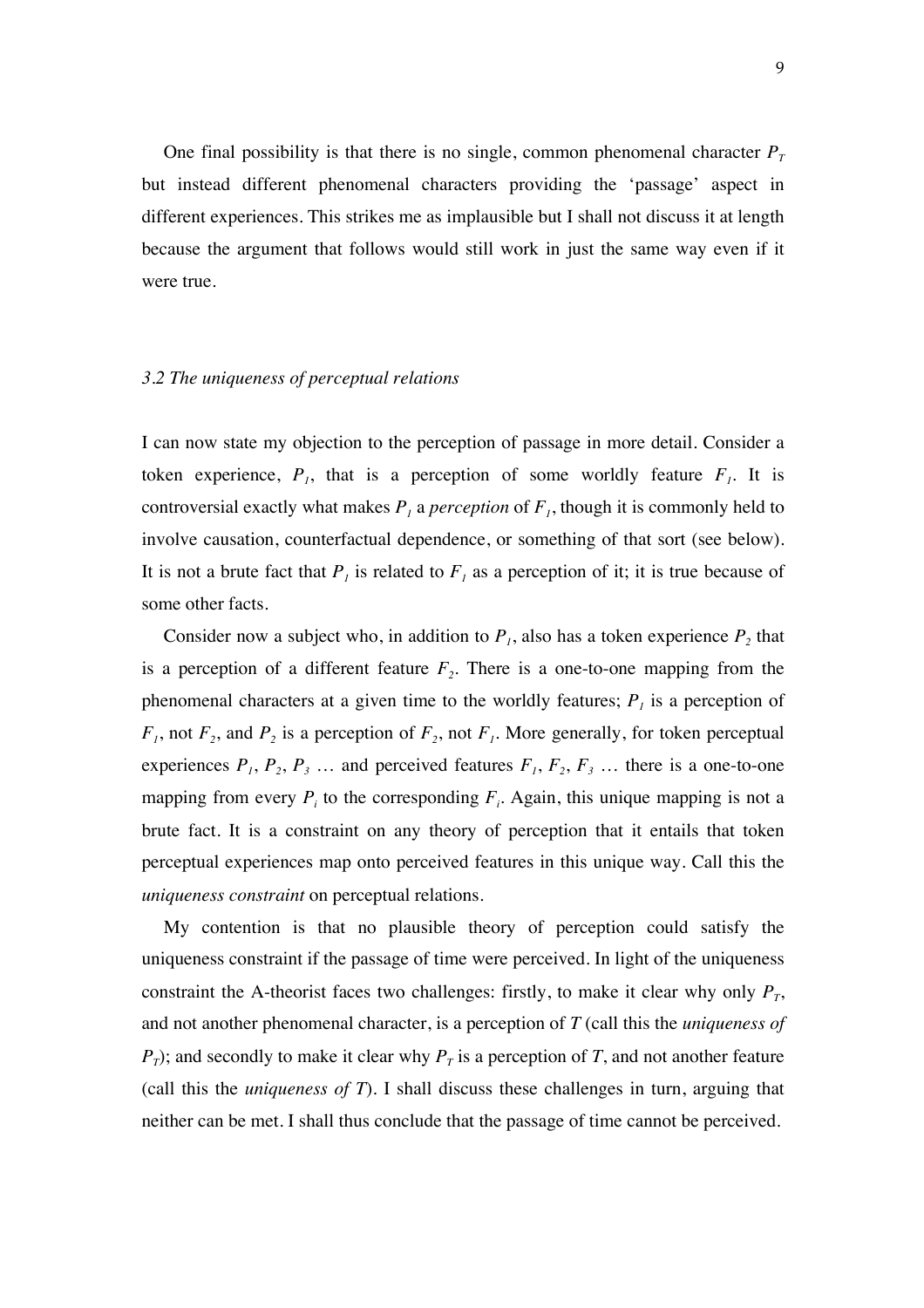One final possibility is that there is no single, common phenomenal character $P_T$ but instead different phenomenal characters providing the 'passage' aspect in different experiences. This strikes me as implausible but I shall not discuss it at length because the argument that follows would still work in just the same way even if it were true.

### *3.2 The uniqueness of perceptual relations*

I can now state my objection to the perception of passage in more detail. Consider a token experience, $P_1$, that is a perception of some worldly feature $F_1$. It is controversial exactly what makes $P_1$ a *perception* of $F_1$, though it is commonly held to involve causation, counterfactual dependence, or something of that sort (see below). It is not a brute fact that $P_1$ is related to $F_1$ as a perception of it; it is true because of some other facts.

Consider now a subject who, in addition to $P_1$, also has a token experience $P_2$ that is a perception of a different feature $F_2$. There is a one-to-one mapping from the phenomenal characters at a given time to the worldly features; $P_1$ is a perception of $F_1$, not $F_2$, and $P_2$ is a perception of $F_2$, not $F_1$. More generally, for token perceptual experiences $P_1$, $P_2$, $P_3$ … and perceived features $F_1$, $F_2$, $F_3$ … there is a one-to-one mapping from every $P_i$ to the corresponding $F_i$. Again, this unique mapping is not a brute fact. It is a constraint on any theory of perception that it entails that token perceptual experiences map onto perceived features in this unique way. Call this the *uniqueness constraint* on perceptual relations.

My contention is that no plausible theory of perception could satisfy the uniqueness constraint if the passage of time were perceived. In light of the uniqueness constraint the A-theorist faces two challenges: firstly, to make it clear why only $P_T$, and not another phenomenal character, is a perception of $T$ (call this the *uniqueness of* $P_T$); and secondly to make it clear why $P_T$ is a perception of $T$, and not another feature (call this the *uniqueness of* $T$). I shall discuss these challenges in turn, arguing that neither can be met. I shall thus conclude that the passage of time cannot be perceived.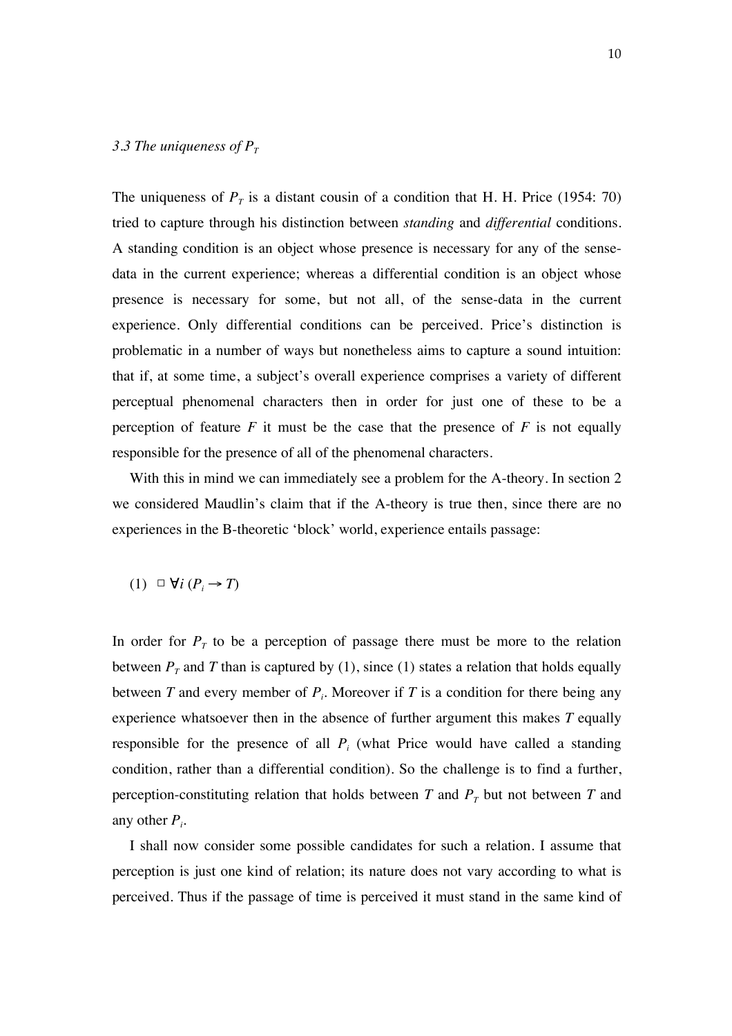### *3.3 The uniqueness of $P_T$*

The uniqueness of $P_T$ is a distant cousin of a condition that H. H. Price (1954: 70) tried to capture through his distinction between *standing* and *differential* conditions. A standing condition is an object whose presence is necessary for any of the sense-data in the current experience; whereas a differential condition is an object whose presence is necessary for some, but not all, of the sense-data in the current experience. Only differential conditions can be perceived. Price's distinction is problematic in a number of ways but nonetheless aims to capture a sound intuition: that if, at some time, a subject's overall experience comprises a variety of different perceptual phenomenal characters then in order for just one of these to be a perception of feature $F$ it must be the case that the presence of $F$ is not equally responsible for the presence of all of the phenomenal characters.

With this in mind we can immediately see a problem for the A-theory. In section 2 we considered Maudlin's claim that if the A-theory is true then, since there are no experiences in the B-theoretic 'block' world, experience entails passage:

(1) $\Box\, \forall i\, (P_i \rightarrow T)$

In order for $P_T$ to be a perception of passage there must be more to the relation between $P_T$ and $T$ than is captured by (1), since (1) states a relation that holds equally between $T$ and every member of $P_i$. Moreover if $T$ is a condition for there being any experience whatsoever then in the absence of further argument this makes $T$ equally responsible for the presence of all $P_i$ (what Price would have called a standing condition, rather than a differential condition). So the challenge is to find a further, perception-constituting relation that holds between $T$ and $P_T$ but not between $T$ and any other $P_i$.

I shall now consider some possible candidates for such a relation. I assume that perception is just one kind of relation; its nature does not vary according to what is perceived. Thus if the passage of time is perceived it must stand in the same kind of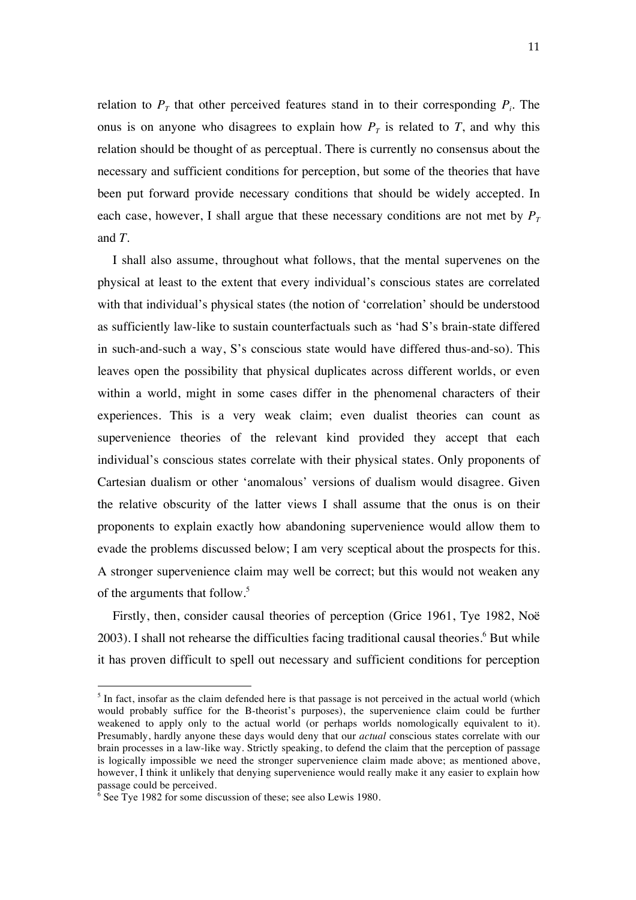relation to $P_T$ that other perceived features stand in to their corresponding $P_i$. The onus is on anyone who disagrees to explain how $P_T$ is related to $T$, and why this relation should be thought of as perceptual. There is currently no consensus about the necessary and sufficient conditions for perception, but some of the theories that have been put forward provide necessary conditions that should be widely accepted. In each case, however, I shall argue that these necessary conditions are not met by $P_T$ and $T$.

I shall also assume, throughout what follows, that the mental supervenes on the physical at least to the extent that every individual's conscious states are correlated with that individual's physical states (the notion of 'correlation' should be understood as sufficiently law-like to sustain counterfactuals such as 'had S's brain-state differed in such-and-such a way, S's conscious state would have differed thus-and-so). This leaves open the possibility that physical duplicates across different worlds, or even within a world, might in some cases differ in the phenomenal characters of their experiences. This is a very weak claim; even dualist theories can count as supervenience theories of the relevant kind provided they accept that each individual's conscious states correlate with their physical states. Only proponents of Cartesian dualism or other 'anomalous' versions of dualism would disagree. Given the relative obscurity of the latter views I shall assume that the onus is on their proponents to explain exactly how abandoning supervenience would allow them to evade the problems discussed below; I am very sceptical about the prospects for this. A stronger supervenience claim may well be correct; but this would not weaken any of the arguments that follow.[5]

Firstly, then, consider causal theories of perception (Grice 1961, Tye 1982, Noë 2003). I shall not rehearse the difficulties facing traditional causal theories.[6] But while it has proven difficult to spell out necessary and sufficient conditions for perception

---

[5] In fact, insofar as the claim defended here is that passage is not perceived in the actual world (which would probably suffice for the B-theorist's purposes), the supervenience claim could be further weakened to apply only to the actual world (or perhaps worlds nomologically equivalent to it). Presumably, hardly anyone these days would deny that our *actual* conscious states correlate with our brain processes in a law-like way. Strictly speaking, to defend the claim that the perception of passage is logically impossible we need the stronger supervenience claim made above; as mentioned above, however, I think it unlikely that denying supervenience would really make it any easier to explain how passage could be perceived.

[6] See Tye 1982 for some discussion of these; see also Lewis 1980.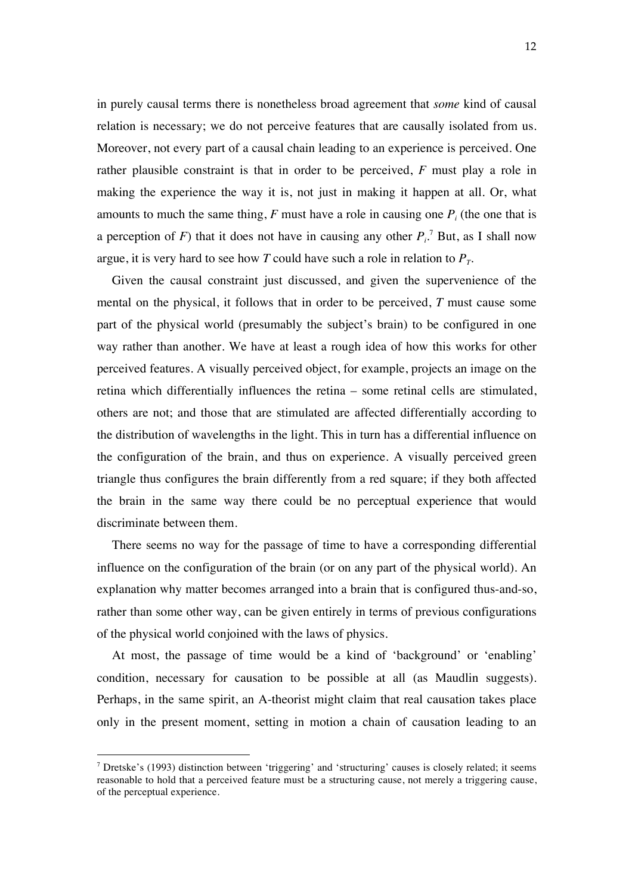in purely causal terms there is nonetheless broad agreement that *some* kind of causal relation is necessary; we do not perceive features that are causally isolated from us. Moreover, not every part of a causal chain leading to an experience is perceived. One rather plausible constraint is that in order to be perceived, $F$ must play a role in making the experience the way it is, not just in making it happen at all. Or, what amounts to much the same thing, $F$ must have a role in causing one $P_i$ (the one that is a perception of $F$) that it does not have in causing any other $P_i$.[7] But, as I shall now argue, it is very hard to see how $T$ could have such a role in relation to $P_T$.

Given the causal constraint just discussed, and given the supervenience of the mental on the physical, it follows that in order to be perceived, $T$ must cause some part of the physical world (presumably the subject's brain) to be configured in one way rather than another. We have at least a rough idea of how this works for other perceived features. A visually perceived object, for example, projects an image on the retina which differentially influences the retina – some retinal cells are stimulated, others are not; and those that are stimulated are affected differentially according to the distribution of wavelengths in the light. This in turn has a differential influence on the configuration of the brain, and thus on experience. A visually perceived green triangle thus configures the brain differently from a red square; if they both affected the brain in the same way there could be no perceptual experience that would discriminate between them.

There seems no way for the passage of time to have a corresponding differential influence on the configuration of the brain (or on any part of the physical world). An explanation why matter becomes arranged into a brain that is configured thus-and-so, rather than some other way, can be given entirely in terms of previous configurations of the physical world conjoined with the laws of physics.

At most, the passage of time would be a kind of 'background' or 'enabling' condition, necessary for causation to be possible at all (as Maudlin suggests). Perhaps, in the same spirit, an A-theorist might claim that real causation takes place only in the present moment, setting in motion a chain of causation leading to an

[7] Dretske's (1993) distinction between 'triggering' and 'structuring' causes is closely related; it seems reasonable to hold that a perceived feature must be a structuring cause, not merely a triggering cause, of the perceptual experience.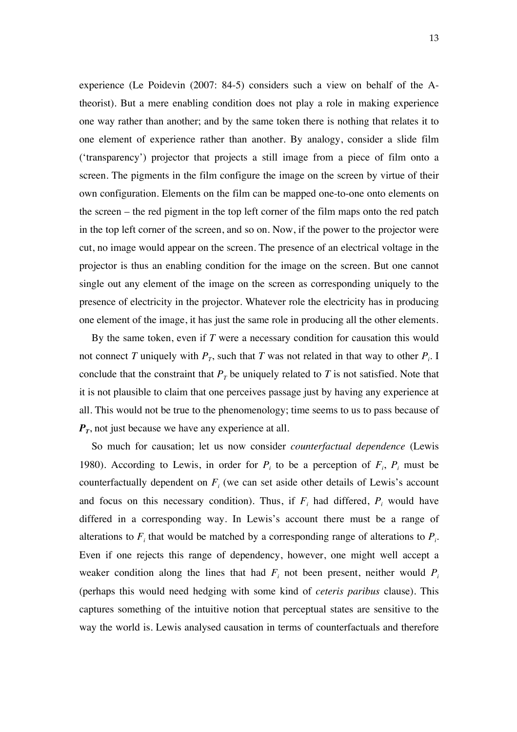experience (Le Poidevin (2007: 84-5) considers such a view on behalf of the A-theorist). But a mere enabling condition does not play a role in making experience one way rather than another; and by the same token there is nothing that relates it to one element of experience rather than another. By analogy, consider a slide film ('transparency') projector that projects a still image from a piece of film onto a screen. The pigments in the film configure the image on the screen by virtue of their own configuration. Elements on the film can be mapped one-to-one onto elements on the screen – the red pigment in the top left corner of the film maps onto the red patch in the top left corner of the screen, and so on. Now, if the power to the projector were cut, no image would appear on the screen. The presence of an electrical voltage in the projector is thus an enabling condition for the image on the screen. But one cannot single out any element of the image on the screen as corresponding uniquely to the presence of electricity in the projector. Whatever role the electricity has in producing one element of the image, it has just the same role in producing all the other elements.

By the same token, even if $T$ were a necessary condition for causation this would not connect $T$ uniquely with $P_T$, such that $T$ was not related in that way to other $P_i$. I conclude that the constraint that $P_T$ be uniquely related to $T$ is not satisfied. Note that it is not plausible to claim that one perceives passage just by having any experience at all. This would not be true to the phenomenology; time seems to us to pass because of $\boldsymbol{P_T}$, not just because we have any experience at all.

So much for causation; let us now consider *counterfactual dependence* (Lewis 1980). According to Lewis, in order for $P_i$ to be a perception of $F_i$, $P_i$ must be counterfactually dependent on $F_i$ (we can set aside other details of Lewis's account and focus on this necessary condition). Thus, if $F_i$ had differed, $P_i$ would have differed in a corresponding way. In Lewis's account there must be a range of alterations to $F_i$ that would be matched by a corresponding range of alterations to $P_i$. Even if one rejects this range of dependency, however, one might well accept a weaker condition along the lines that had $F_i$ not been present, neither would $P_i$ (perhaps this would need hedging with some kind of *ceteris paribus* clause). This captures something of the intuitive notion that perceptual states are sensitive to the way the world is. Lewis analysed causation in terms of counterfactuals and therefore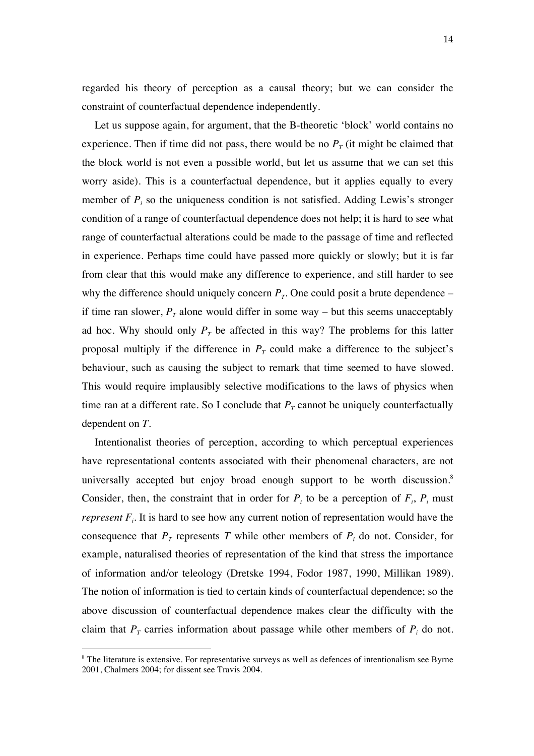regarded his theory of perception as a causal theory; but we can consider the constraint of counterfactual dependence independently.

Let us suppose again, for argument, that the B-theoretic 'block' world contains no experience. Then if time did not pass, there would be no $P_T$ (it might be claimed that the block world is not even a possible world, but let us assume that we can set this worry aside). This is a counterfactual dependence, but it applies equally to every member of $P_i$ so the uniqueness condition is not satisfied. Adding Lewis's stronger condition of a range of counterfactual dependence does not help; it is hard to see what range of counterfactual alterations could be made to the passage of time and reflected in experience. Perhaps time could have passed more quickly or slowly; but it is far from clear that this would make any difference to experience, and still harder to see why the difference should uniquely concern $P_T$. One could posit a brute dependence – if time ran slower, $P_T$ alone would differ in some way – but this seems unacceptably ad hoc. Why should only $P_T$ be affected in this way? The problems for this latter proposal multiply if the difference in $P_T$ could make a difference to the subject's behaviour, such as causing the subject to remark that time seemed to have slowed. This would require implausibly selective modifications to the laws of physics when time ran at a different rate. So I conclude that $P_T$ cannot be uniquely counterfactually dependent on $T$.

Intentionalist theories of perception, according to which perceptual experiences have representational contents associated with their phenomenal characters, are not universally accepted but enjoy broad enough support to be worth discussion.[8] Consider, then, the constraint that in order for $P_i$ to be a perception of $F_i$, $P_i$ must *represent* $F_i$. It is hard to see how any current notion of representation would have the consequence that $P_T$ represents $T$ while other members of $P_i$ do not. Consider, for example, naturalised theories of representation of the kind that stress the importance of information and/or teleology (Dretske 1994, Fodor 1987, 1990, Millikan 1989). The notion of information is tied to certain kinds of counterfactual dependence; so the above discussion of counterfactual dependence makes clear the difficulty with the claim that $P_T$ carries information about passage while other members of $P_i$ do not.

[8] The literature is extensive. For representative surveys as well as defences of intentionalism see Byrne 2001, Chalmers 2004; for dissent see Travis 2004.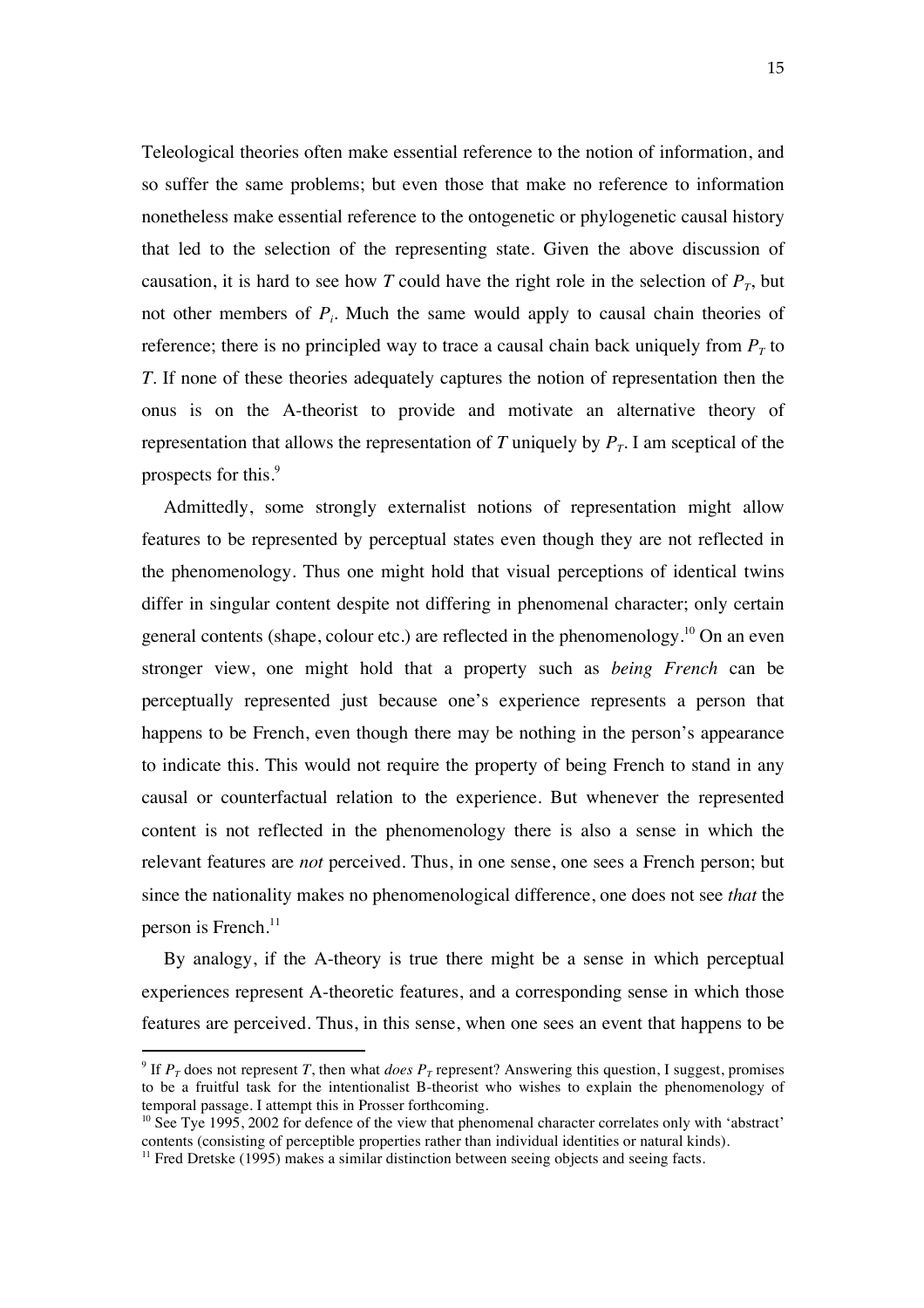Teleological theories often make essential reference to the notion of information, and so suffer the same problems; but even those that make no reference to information nonetheless make essential reference to the ontogenetic or phylogenetic causal history that led to the selection of the representing state. Given the above discussion of causation, it is hard to see how $T$ could have the right role in the selection of $P_T$, but not other members of $P_i$. Much the same would apply to causal chain theories of reference; there is no principled way to trace a causal chain back uniquely from $P_T$ to $T$. If none of these theories adequately captures the notion of representation then the onus is on the A-theorist to provide and motivate an alternative theory of representation that allows the representation of $T$ uniquely by $P_T$. I am sceptical of the prospects for this.[9]

Admittedly, some strongly externalist notions of representation might allow features to be represented by perceptual states even though they are not reflected in the phenomenology. Thus one might hold that visual perceptions of identical twins differ in singular content despite not differing in phenomenal character; only certain general contents (shape, colour etc.) are reflected in the phenomenology.[10] On an even stronger view, one might hold that a property such as *being French* can be perceptually represented just because one's experience represents a person that happens to be French, even though there may be nothing in the person's appearance to indicate this. This would not require the property of being French to stand in any causal or counterfactual relation to the experience. But whenever the represented content is not reflected in the phenomenology there is also a sense in which the relevant features are *not* perceived. Thus, in one sense, one sees a French person; but since the nationality makes no phenomenological difference, one does not see *that* the person is French.[11]

By analogy, if the A-theory is true there might be a sense in which perceptual experiences represent A-theoretic features, and a corresponding sense in which those features are perceived. Thus, in this sense, when one sees an event that happens to be

---

[9] If $P_T$ does not represent $T$, then what *does* $P_T$ represent? Answering this question, I suggest, promises to be a fruitful task for the intentionalist B-theorist who wishes to explain the phenomenology of temporal passage. I attempt this in Prosser forthcoming.

[10] See Tye 1995, 2002 for defence of the view that phenomenal character correlates only with 'abstract' contents (consisting of perceptible properties rather than individual identities or natural kinds).

[11] Fred Dretske (1995) makes a similar distinction between seeing objects and seeing facts.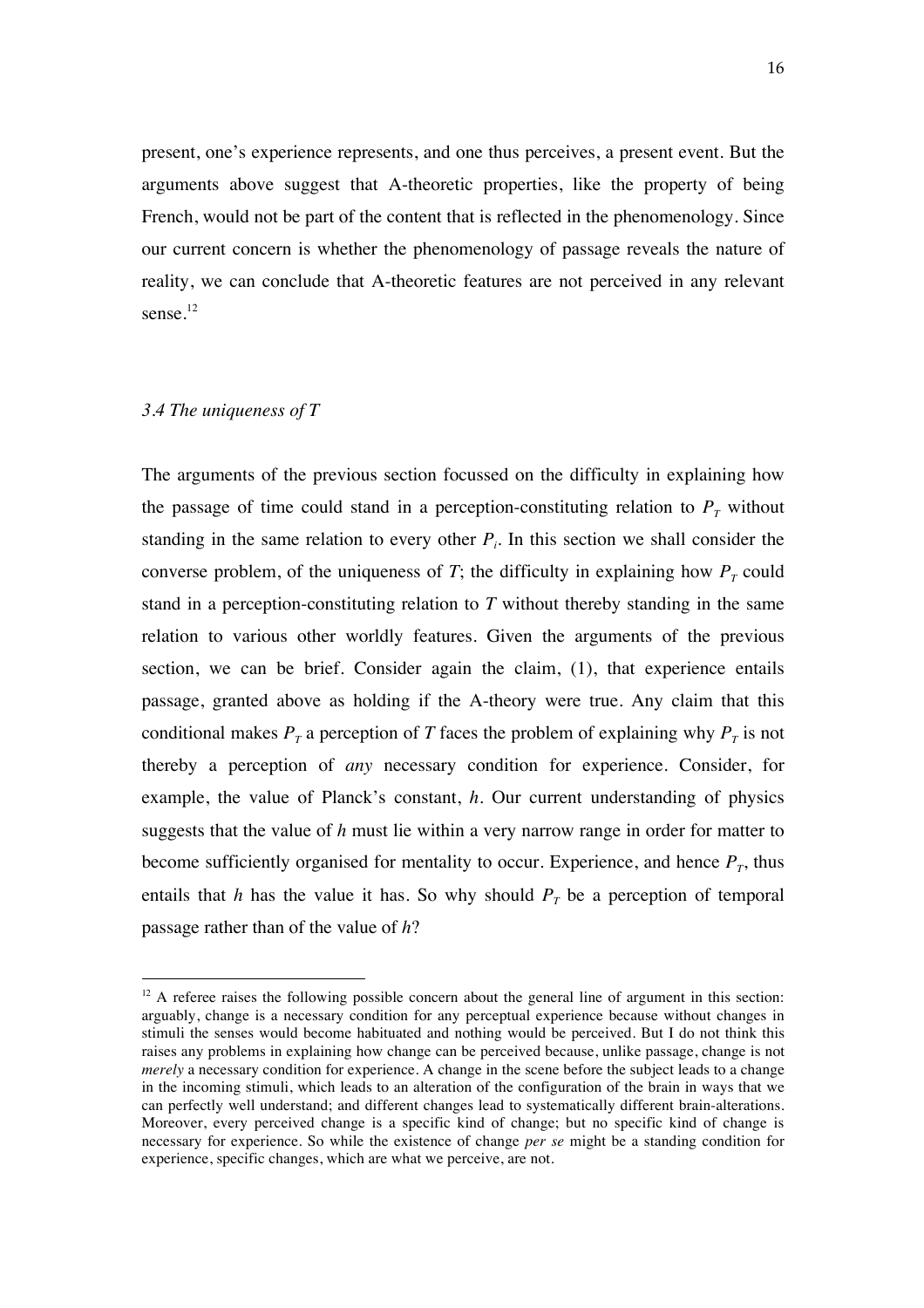present, one's experience represents, and one thus perceives, a present event. But the arguments above suggest that A-theoretic properties, like the property of being French, would not be part of the content that is reflected in the phenomenology. Since our current concern is whether the phenomenology of passage reveals the nature of reality, we can conclude that A-theoretic features are not perceived in any relevant sense.[12]

### *3.4 The uniqueness of T*

The arguments of the previous section focussed on the difficulty in explaining how the passage of time could stand in a perception-constituting relation to $P_T$ without standing in the same relation to every other $P_i$. In this section we shall consider the converse problem, of the uniqueness of $T$; the difficulty in explaining how $P_T$ could stand in a perception-constituting relation to $T$ without thereby standing in the same relation to various other worldly features. Given the arguments of the previous section, we can be brief. Consider again the claim, (1), that experience entails passage, granted above as holding if the A-theory were true. Any claim that this conditional makes $P_T$ a perception of $T$ faces the problem of explaining why $P_T$ is not thereby a perception of *any* necessary condition for experience. Consider, for example, the value of Planck's constant, $h$. Our current understanding of physics suggests that the value of $h$ must lie within a very narrow range in order for matter to become sufficiently organised for mentality to occur. Experience, and hence $P_T$, thus entails that $h$ has the value it has. So why should $P_T$ be a perception of temporal passage rather than of the value of $h$?

[12] A referee raises the following possible concern about the general line of argument in this section: arguably, change is a necessary condition for any perceptual experience because without changes in stimuli the senses would become habituated and nothing would be perceived. But I do not think this raises any problems in explaining how change can be perceived because, unlike passage, change is not *merely* a necessary condition for experience. A change in the scene before the subject leads to a change in the incoming stimuli, which leads to an alteration of the configuration of the brain in ways that we can perfectly well understand; and different changes lead to systematically different brain-alterations. Moreover, every perceived change is a specific kind of change; but no specific kind of change is necessary for experience. So while the existence of change *per se* might be a standing condition for experience, specific changes, which are what we perceive, are not.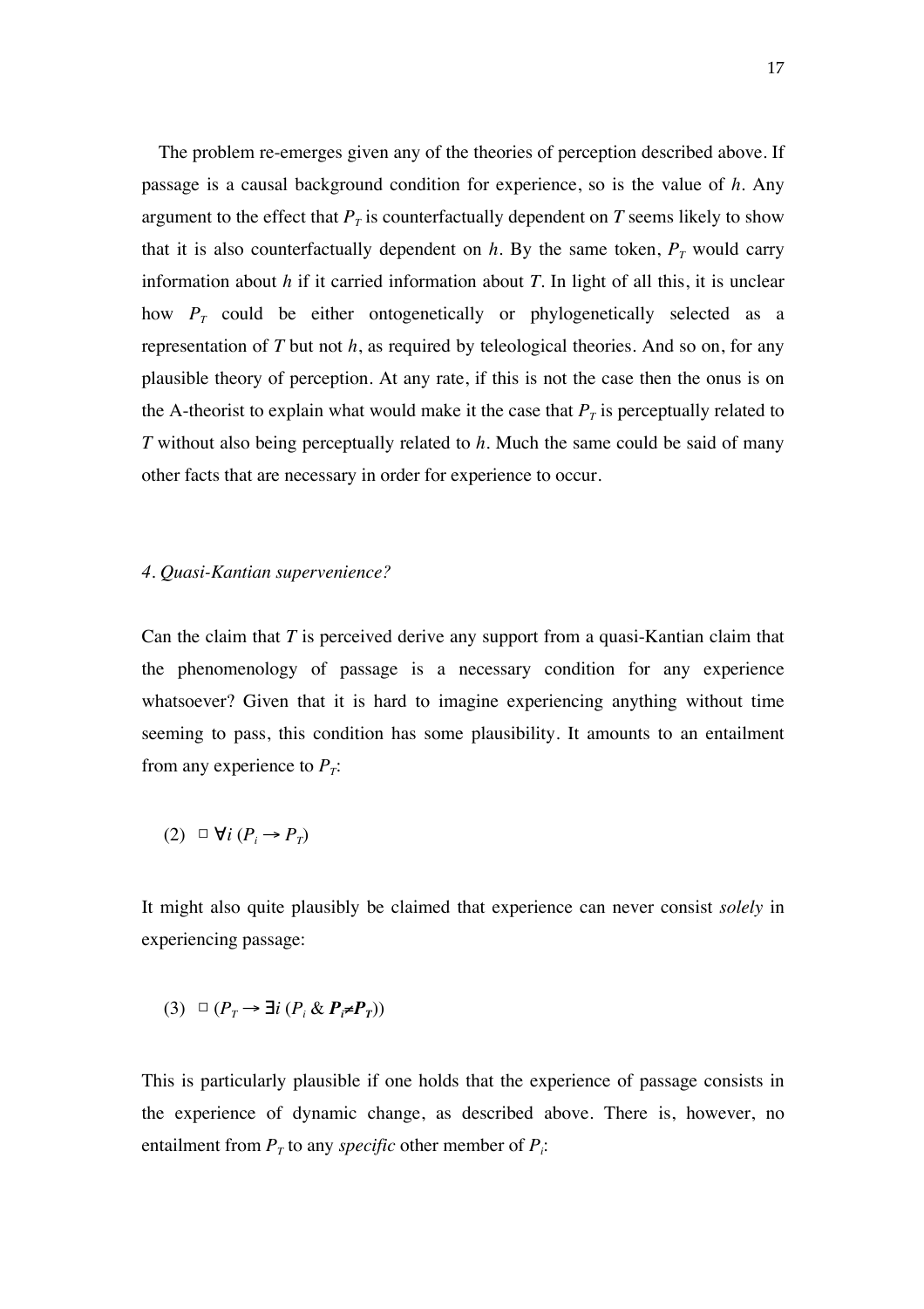The problem re-emerges given any of the theories of perception described above. If passage is a causal background condition for experience, so is the value of $h$. Any argument to the effect that $P_T$ is counterfactually dependent on $T$ seems likely to show that it is also counterfactually dependent on $h$. By the same token, $P_T$ would carry information about $h$ if it carried information about $T$. In light of all this, it is unclear how $P_T$ could be either ontogenetically or phylogenetically selected as a representation of $T$ but not $h$, as required by teleological theories. And so on, for any plausible theory of perception. At any rate, if this is not the case then the onus is on the A-theorist to explain what would make it the case that $P_T$ is perceptually related to $T$ without also being perceptually related to $h$. Much the same could be said of many other facts that are necessary in order for experience to occur.

### *4. Quasi-Kantian supervenience?*

Can the claim that $T$ is perceived derive any support from a quasi-Kantian claim that the phenomenology of passage is a necessary condition for any experience whatsoever? Given that it is hard to imagine experiencing anything without time seeming to pass, this condition has some plausibility. It amounts to an entailment from any experience to $P_T$:

$$\text{(2)} \quad \Box\, \forall i\, (P_i \rightarrow P_T)$$

It might also quite plausibly be claimed that experience can never consist *solely* in experiencing passage:

$$\text{(3)} \quad \Box\, (P_T \rightarrow \exists i\, (P_i \,\&\, \boldsymbol{P_i \neq P_T}))$$

This is particularly plausible if one holds that the experience of passage consists in the experience of dynamic change, as described above. There is, however, no entailment from $P_T$ to any *specific* other member of $P_i$: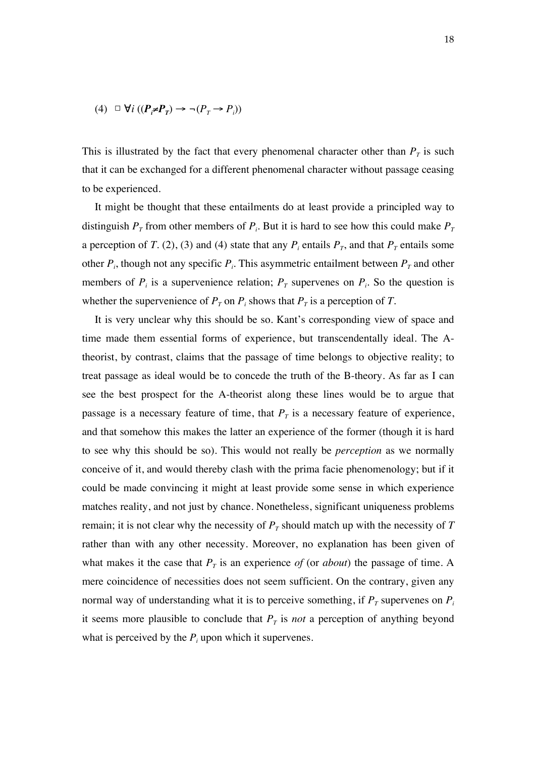(4) $\Box\, \forall i\, ((\boldsymbol{P_i} \neq \boldsymbol{P_T}) \rightarrow \neg(P_T \rightarrow P_i))$

This is illustrated by the fact that every phenomenal character other than $P_T$ is such that it can be exchanged for a different phenomenal character without passage ceasing to be experienced.

It might be thought that these entailments do at least provide a principled way to distinguish $P_T$ from other members of $P_i$. But it is hard to see how this could make $P_T$ a perception of $T$. (2), (3) and (4) state that any $P_i$ entails $P_T$, and that $P_T$ entails some other $P_i$, though not any specific $P_i$. This asymmetric entailment between $P_T$ and other members of $P_i$ is a supervenience relation; $P_T$ supervenes on $P_i$. So the question is whether the supervenience of $P_T$ on $P_i$ shows that $P_T$ is a perception of $T$.

It is very unclear why this should be so. Kant's corresponding view of space and time made them essential forms of experience, but transcendentally ideal. The A-theorist, by contrast, claims that the passage of time belongs to objective reality; to treat passage as ideal would be to concede the truth of the B-theory. As far as I can see the best prospect for the A-theorist along these lines would be to argue that passage is a necessary feature of time, that $P_T$ is a necessary feature of experience, and that somehow this makes the latter an experience of the former (though it is hard to see why this should be so). This would not really be *perception* as we normally conceive of it, and would thereby clash with the prima facie phenomenology; but if it could be made convincing it might at least provide some sense in which experience matches reality, and not just by chance. Nonetheless, significant uniqueness problems remain; it is not clear why the necessity of $P_T$ should match up with the necessity of $T$ rather than with any other necessity. Moreover, no explanation has been given of what makes it the case that $P_T$ is an experience *of* (or *about*) the passage of time. A mere coincidence of necessities does not seem sufficient. On the contrary, given any normal way of understanding what it is to perceive something, if $P_T$ supervenes on $P_i$ it seems more plausible to conclude that $P_T$ is *not* a perception of anything beyond what is perceived by the $P_i$ upon which it supervenes.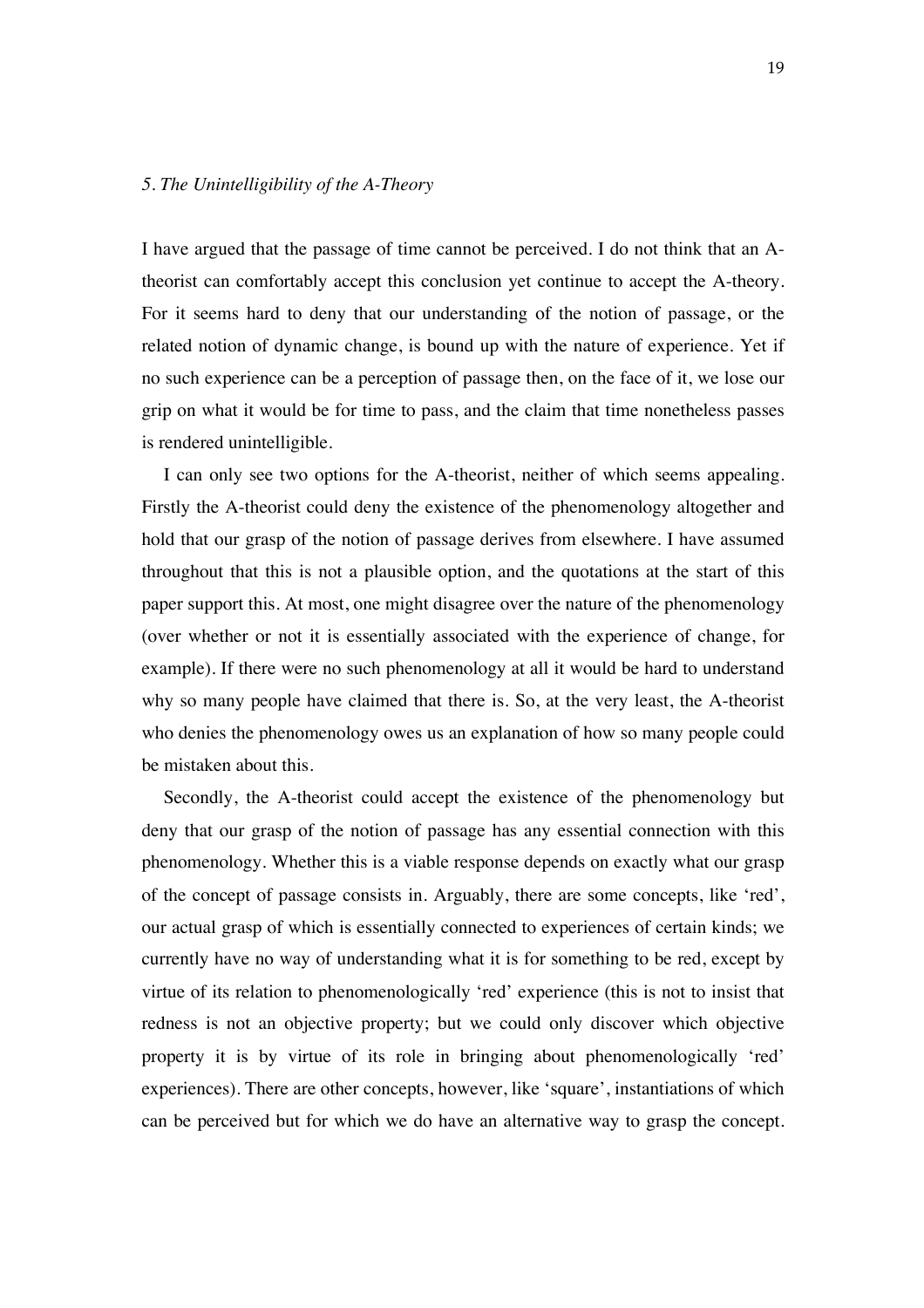### *5. The Unintelligibility of the A-Theory*

I have argued that the passage of time cannot be perceived. I do not think that an A-theorist can comfortably accept this conclusion yet continue to accept the A-theory. For it seems hard to deny that our understanding of the notion of passage, or the related notion of dynamic change, is bound up with the nature of experience. Yet if no such experience can be a perception of passage then, on the face of it, we lose our grip on what it would be for time to pass, and the claim that time nonetheless passes is rendered unintelligible.

I can only see two options for the A-theorist, neither of which seems appealing. Firstly the A-theorist could deny the existence of the phenomenology altogether and hold that our grasp of the notion of passage derives from elsewhere. I have assumed throughout that this is not a plausible option, and the quotations at the start of this paper support this. At most, one might disagree over the nature of the phenomenology (over whether or not it is essentially associated with the experience of change, for example). If there were no such phenomenology at all it would be hard to understand why so many people have claimed that there is. So, at the very least, the A-theorist who denies the phenomenology owes us an explanation of how so many people could be mistaken about this.

Secondly, the A-theorist could accept the existence of the phenomenology but deny that our grasp of the notion of passage has any essential connection with this phenomenology. Whether this is a viable response depends on exactly what our grasp of the concept of passage consists in. Arguably, there are some concepts, like 'red', our actual grasp of which is essentially connected to experiences of certain kinds; we currently have no way of understanding what it is for something to be red, except by virtue of its relation to phenomenologically 'red' experience (this is not to insist that redness is not an objective property; but we could only discover which objective property it is by virtue of its role in bringing about phenomenologically 'red' experiences). There are other concepts, however, like 'square', instantiations of which can be perceived but for which we do have an alternative way to grasp the concept.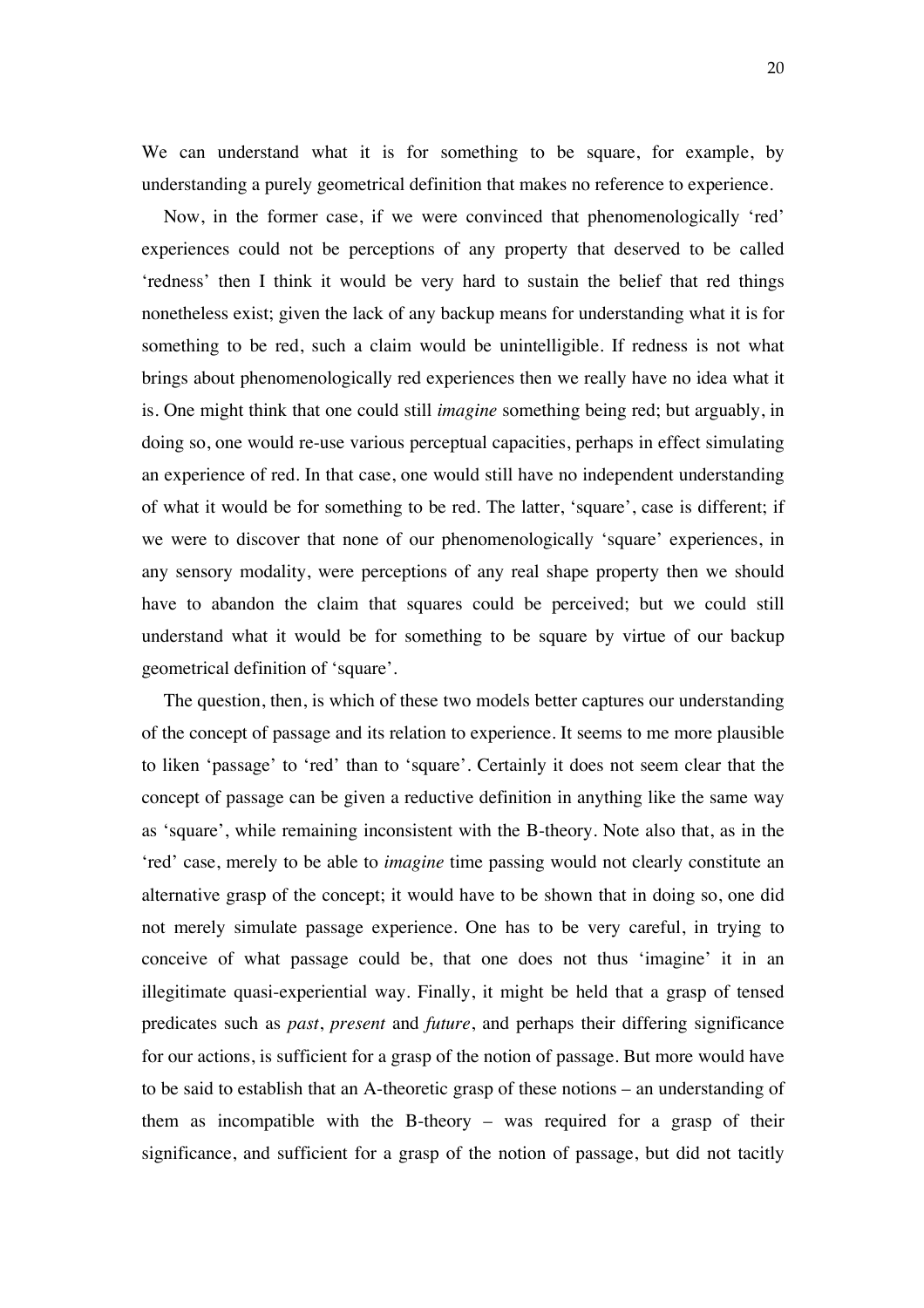We can understand what it is for something to be square, for example, by understanding a purely geometrical definition that makes no reference to experience.

Now, in the former case, if we were convinced that phenomenologically 'red' experiences could not be perceptions of any property that deserved to be called 'redness' then I think it would be very hard to sustain the belief that red things nonetheless exist; given the lack of any backup means for understanding what it is for something to be red, such a claim would be unintelligible. If redness is not what brings about phenomenologically red experiences then we really have no idea what it is. One might think that one could still *imagine* something being red; but arguably, in doing so, one would re-use various perceptual capacities, perhaps in effect simulating an experience of red. In that case, one would still have no independent understanding of what it would be for something to be red. The latter, 'square', case is different; if we were to discover that none of our phenomenologically 'square' experiences, in any sensory modality, were perceptions of any real shape property then we should have to abandon the claim that squares could be perceived; but we could still understand what it would be for something to be square by virtue of our backup geometrical definition of 'square'.

The question, then, is which of these two models better captures our understanding of the concept of passage and its relation to experience. It seems to me more plausible to liken 'passage' to 'red' than to 'square'. Certainly it does not seem clear that the concept of passage can be given a reductive definition in anything like the same way as 'square', while remaining inconsistent with the B-theory. Note also that, as in the 'red' case, merely to be able to *imagine* time passing would not clearly constitute an alternative grasp of the concept; it would have to be shown that in doing so, one did not merely simulate passage experience. One has to be very careful, in trying to conceive of what passage could be, that one does not thus 'imagine' it in an illegitimate quasi-experiential way. Finally, it might be held that a grasp of tensed predicates such as *past*, *present* and *future*, and perhaps their differing significance for our actions, is sufficient for a grasp of the notion of passage. But more would have to be said to establish that an A-theoretic grasp of these notions – an understanding of them as incompatible with the B-theory – was required for a grasp of their significance, and sufficient for a grasp of the notion of passage, but did not tacitly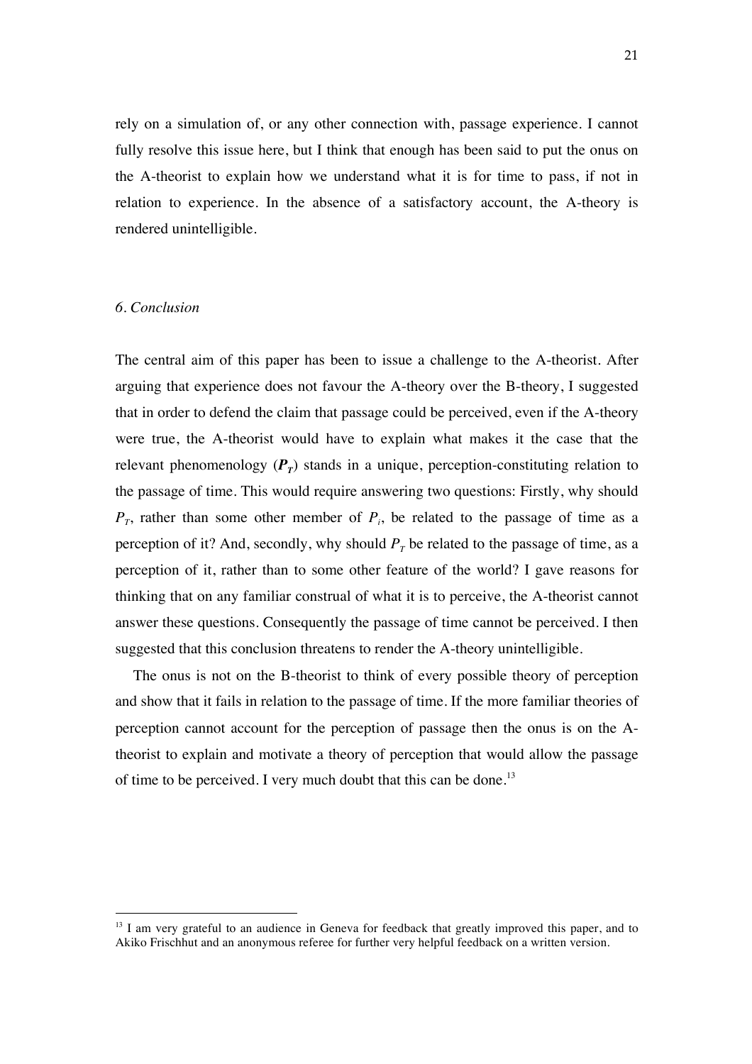rely on a simulation of, or any other connection with, passage experience. I cannot fully resolve this issue here, but I think that enough has been said to put the onus on the A-theorist to explain how we understand what it is for time to pass, if not in relation to experience. In the absence of a satisfactory account, the A-theory is rendered unintelligible.

### *6. Conclusion*

The central aim of this paper has been to issue a challenge to the A-theorist. After arguing that experience does not favour the A-theory over the B-theory, I suggested that in order to defend the claim that passage could be perceived, even if the A-theory were true, the A-theorist would have to explain what makes it the case that the relevant phenomenology ($\boldsymbol{P_T}$) stands in a unique, perception-constituting relation to the passage of time. This would require answering two questions: Firstly, why should $P_T$, rather than some other member of $P_i$, be related to the passage of time as a perception of it? And, secondly, why should $P_T$ be related to the passage of time, as a perception of it, rather than to some other feature of the world? I gave reasons for thinking that on any familiar construal of what it is to perceive, the A-theorist cannot answer these questions. Consequently the passage of time cannot be perceived. I then suggested that this conclusion threatens to render the A-theory unintelligible.

The onus is not on the B-theorist to think of every possible theory of perception and show that it fails in relation to the passage of time. If the more familiar theories of perception cannot account for the perception of passage then the onus is on the A-theorist to explain and motivate a theory of perception that would allow the passage of time to be perceived. I very much doubt that this can be done.[13]

---

[13] I am very grateful to an audience in Geneva for feedback that greatly improved this paper, and to Akiko Frischhut and an anonymous referee for further very helpful feedback on a written version.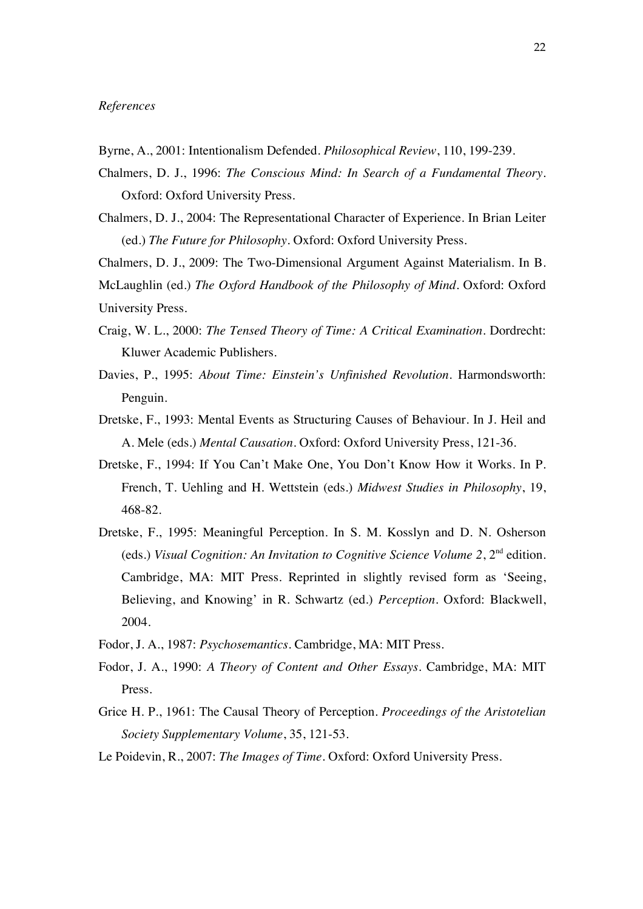*References*

Byrne, A., 2001: Intentionalism Defended. *Philosophical Review*, 110, 199-239.

Chalmers, D. J., 1996: *The Conscious Mind: In Search of a Fundamental Theory*. Oxford: Oxford University Press.

Chalmers, D. J., 2004: The Representational Character of Experience. In Brian Leiter (ed.) *The Future for Philosophy*. Oxford: Oxford University Press.

Chalmers, D. J., 2009: The Two-Dimensional Argument Against Materialism. In B. McLaughlin (ed.) *The Oxford Handbook of the Philosophy of Mind*. Oxford: Oxford University Press.

Craig, W. L., 2000: *The Tensed Theory of Time: A Critical Examination*. Dordrecht: Kluwer Academic Publishers.

Davies, P., 1995: *About Time: Einstein's Unfinished Revolution*. Harmondsworth: Penguin.

Dretske, F., 1993: Mental Events as Structuring Causes of Behaviour. In J. Heil and A. Mele (eds.) *Mental Causation*. Oxford: Oxford University Press, 121-36.

Dretske, F., 1994: If You Can't Make One, You Don't Know How it Works. In P. French, T. Uehling and H. Wettstein (eds.) *Midwest Studies in Philosophy*, 19, 468-82.

Dretske, F., 1995: Meaningful Perception. In S. M. Kosslyn and D. N. Osherson (eds.) *Visual Cognition: An Invitation to Cognitive Science Volume 2*, 2nd edition. Cambridge, MA: MIT Press. Reprinted in slightly revised form as 'Seeing, Believing, and Knowing' in R. Schwartz (ed.) *Perception*. Oxford: Blackwell, 2004.

Fodor, J. A., 1987: *Psychosemantics*. Cambridge, MA: MIT Press.

Fodor, J. A., 1990: *A Theory of Content and Other Essays*. Cambridge, MA: MIT Press.

Grice H. P., 1961: The Causal Theory of Perception. *Proceedings of the Aristotelian Society Supplementary Volume*, 35, 121-53.

Le Poidevin, R., 2007: *The Images of Time*. Oxford: Oxford University Press.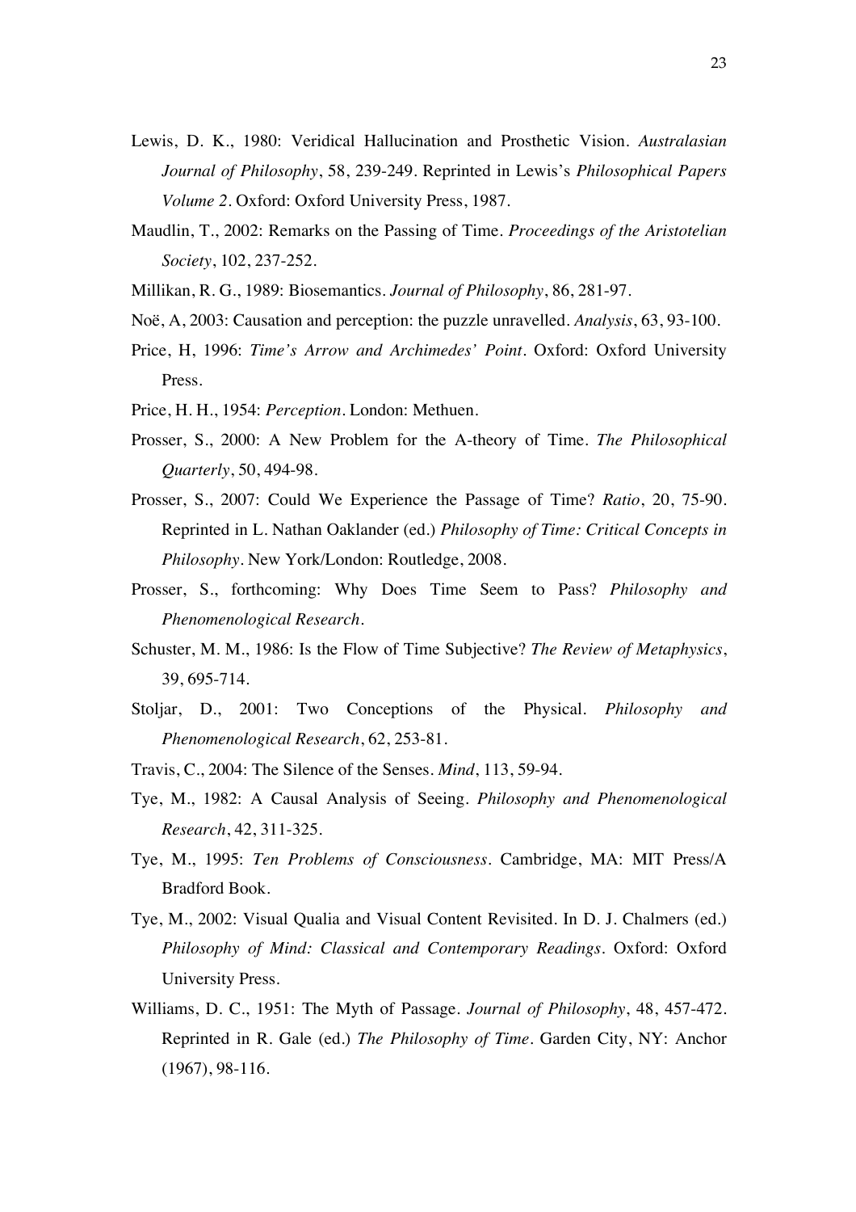Lewis, D. K., 1980: Veridical Hallucination and Prosthetic Vision. *Australasian Journal of Philosophy*, 58, 239-249. Reprinted in Lewis's *Philosophical Papers Volume 2*. Oxford: Oxford University Press, 1987.

Maudlin, T., 2002: Remarks on the Passing of Time. *Proceedings of the Aristotelian Society*, 102, 237-252.

Millikan, R. G., 1989: Biosemantics. *Journal of Philosophy*, 86, 281-97.

Noë, A, 2003: Causation and perception: the puzzle unravelled. *Analysis*, 63, 93-100.

Price, H, 1996: *Time's Arrow and Archimedes' Point*. Oxford: Oxford University Press.

Price, H. H., 1954: *Perception*. London: Methuen.

Prosser, S., 2000: A New Problem for the A-theory of Time. *The Philosophical Quarterly*, 50, 494-98.

Prosser, S., 2007: Could We Experience the Passage of Time? *Ratio*, 20, 75-90. Reprinted in L. Nathan Oaklander (ed.) *Philosophy of Time: Critical Concepts in Philosophy*. New York/London: Routledge, 2008.

Prosser, S., forthcoming: Why Does Time Seem to Pass? *Philosophy and Phenomenological Research*.

Schuster, M. M., 1986: Is the Flow of Time Subjective? *The Review of Metaphysics*, 39, 695-714.

Stoljar, D., 2001: Two Conceptions of the Physical. *Philosophy and Phenomenological Research*, 62, 253-81.

Travis, C., 2004: The Silence of the Senses. *Mind*, 113, 59-94.

Tye, M., 1982: A Causal Analysis of Seeing. *Philosophy and Phenomenological Research*, 42, 311-325.

Tye, M., 1995: *Ten Problems of Consciousness*. Cambridge, MA: MIT Press/A Bradford Book.

Tye, M., 2002: Visual Qualia and Visual Content Revisited. In D. J. Chalmers (ed.) *Philosophy of Mind: Classical and Contemporary Readings*. Oxford: Oxford University Press.

Williams, D. C., 1951: The Myth of Passage. *Journal of Philosophy*, 48, 457-472. Reprinted in R. Gale (ed.) *The Philosophy of Time*. Garden City, NY: Anchor (1967), 98-116.